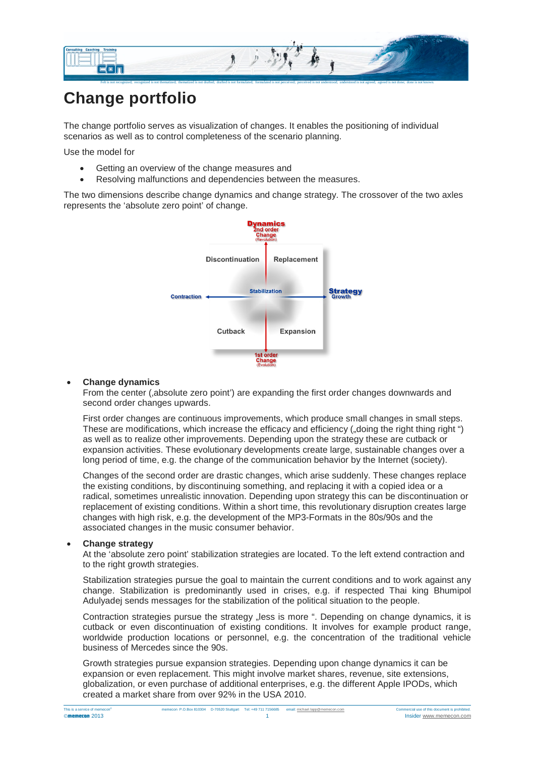# Change portfolio

The change portfolio serves as visualization of changes. It enables the positioning of individual scenarios as well as to control completeness of the scenario planning.

Use the model for

- Getting an overview of the change measures and
- Resolving malfunctions and dependencies between the measures.

The two dimensions describe change dynamics and change strategy. The crossover of the two axles represents the 'absolute zero point' of change.

Dynamics
2nd order Change (Revolution)

Discontinuation | Replacement

Contraction ← Stabilization → Strategy Growth

Cutback | Expansion

1st order Change (Evolution)

- **Change dynamics**
  From the center (‚absolute zero point') are expanding the first order changes downwards and second order changes upwards.

  First order changes are continuous improvements, which produce small changes in small steps. These are modifications, which increase the efficacy and efficiency („doing the right thing right ") as well as to realize other improvements. Depending upon the strategy these are cutback or expansion activities. These evolutionary developments create large, sustainable changes over a long period of time, e.g. the change of the communication behavior by the Internet (society).

  Changes of the second order are drastic changes, which arise suddenly. These changes replace the existing conditions, by discontinuing something, and replacing it with a copied idea or a radical, sometimes unrealistic innovation. Depending upon strategy this can be discontinuation or replacement of existing conditions. Within a short time, this revolutionary disruption creates large changes with high risk, e.g. the development of the MP3-Formats in the 80s/90s and the associated changes in the music consumer behavior.

- **Change strategy**
  At the 'absolute zero point' stabilization strategies are located. To the left extend contraction and to the right growth strategies.

  Stabilization strategies pursue the goal to maintain the current conditions and to work against any change. Stabilization is predominantly used in crises, e.g. if respected Thai king Bhumipol Adulyadej sends messages for the stabilization of the political situation to the people.

  Contraction strategies pursue the strategy „less is more ". Depending on change dynamics, it is cutback or even discontinuation of existing conditions. It involves for example product range, worldwide production locations or personnel, e.g. the concentration of the traditional vehicle business of Mercedes since the 90s.

  Growth strategies pursue expansion strategies. Depending upon change dynamics it can be expansion or even replacement. This might involve market shares, revenue, site extensions, globalization, or even purchase of additional enterprises, e.g. the different Apple IPODs, which created a market share from over 92% in the USA 2010.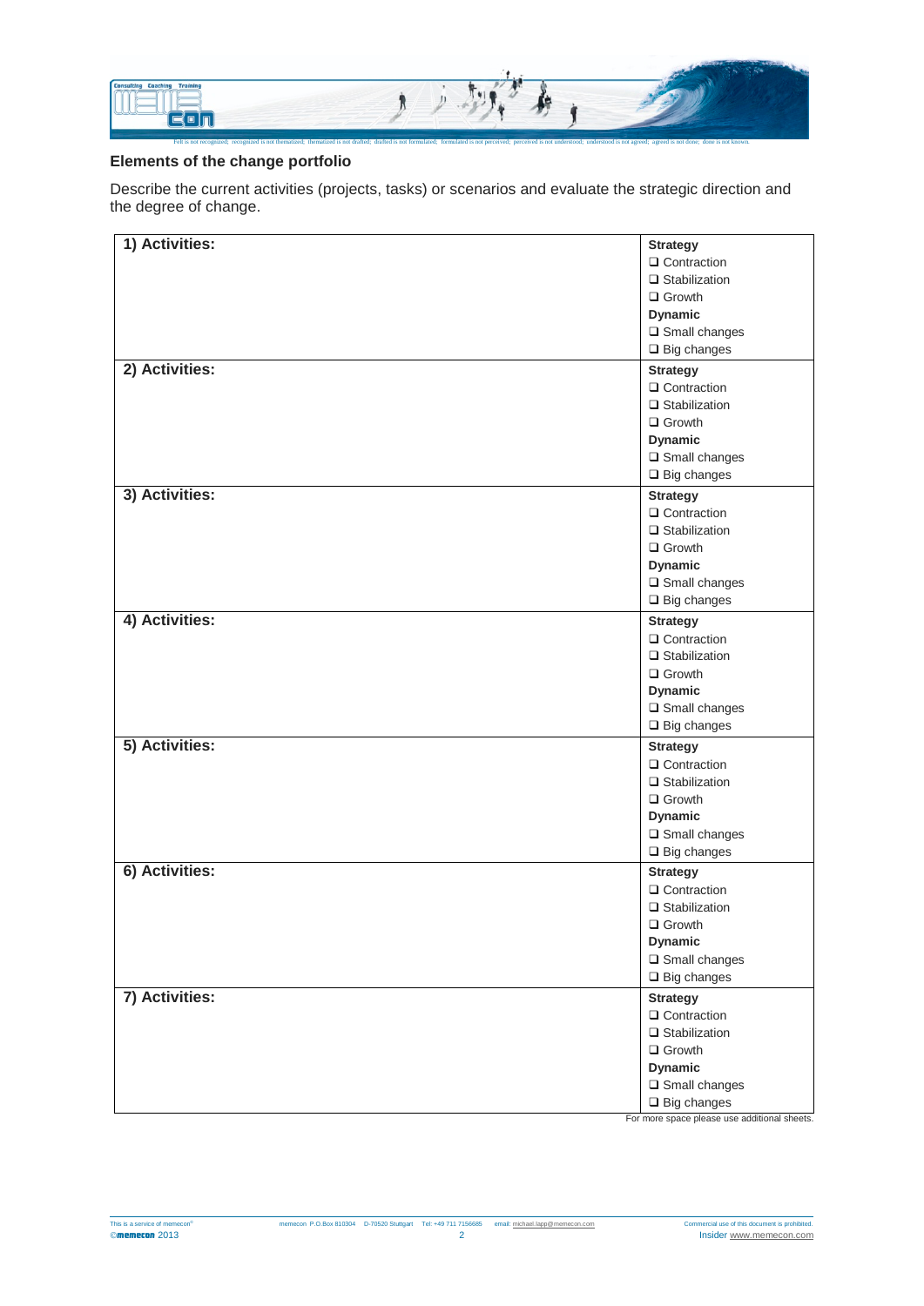## Elements of the change portfolio

Describe the current activities (projects, tasks) or scenarios and evaluate the strategic direction and the degree of change.

| Activities | Strategy / Dynamic |
| --- | --- |
| **1) Activities:** | **Strategy**<br>❑ Contraction<br>❑ Stabilization<br>❑ Growth<br>**Dynamic**<br>❑ Small changes<br>❑ Big changes |
| **2) Activities:** | **Strategy**<br>❑ Contraction<br>❑ Stabilization<br>❑ Growth<br>**Dynamic**<br>❑ Small changes<br>❑ Big changes |
| **3) Activities:** | **Strategy**<br>❑ Contraction<br>❑ Stabilization<br>❑ Growth<br>**Dynamic**<br>❑ Small changes<br>❑ Big changes |
| **4) Activities:** | **Strategy**<br>❑ Contraction<br>❑ Stabilization<br>❑ Growth<br>**Dynamic**<br>❑ Small changes<br>❑ Big changes |
| **5) Activities:** | **Strategy**<br>❑ Contraction<br>❑ Stabilization<br>❑ Growth<br>**Dynamic**<br>❑ Small changes<br>❑ Big changes |
| **6) Activities:** | **Strategy**<br>❑ Contraction<br>❑ Stabilization<br>❑ Growth<br>**Dynamic**<br>❑ Small changes<br>❑ Big changes |
| **7) Activities:** | **Strategy**<br>❑ Contraction<br>❑ Stabilization<br>❑ Growth<br>**Dynamic**<br>❑ Small changes<br>❑ Big changes |

For more space please use additional sheets.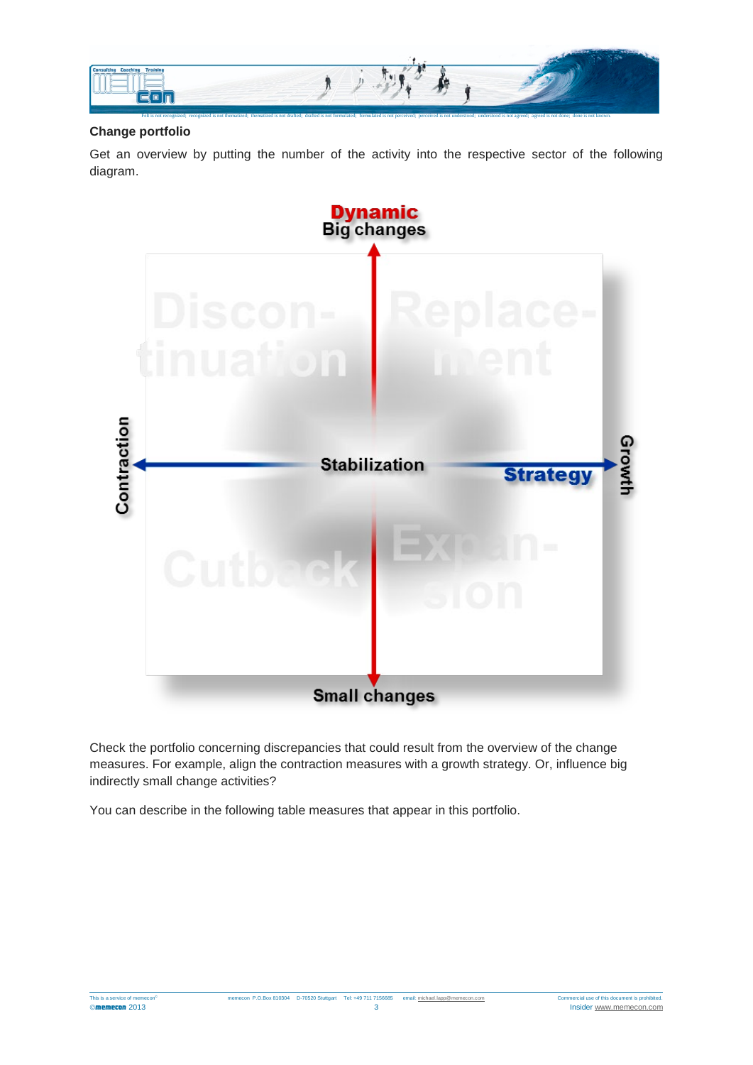**Change portfolio**

Get an overview by putting the number of the activity into the respective sector of the following diagram.

Dynamic
Big changes

Discon-tinuation | Replace-ment

Contraction | Stabilization | Strategy | Growth

Cutback | Expan-sion

Small changes

Check the portfolio concerning discrepancies that could result from the overview of the change measures. For example, align the contraction measures with a growth strategy. Or, influence big indirectly small change activities?

You can describe in the following table measures that appear in this portfolio.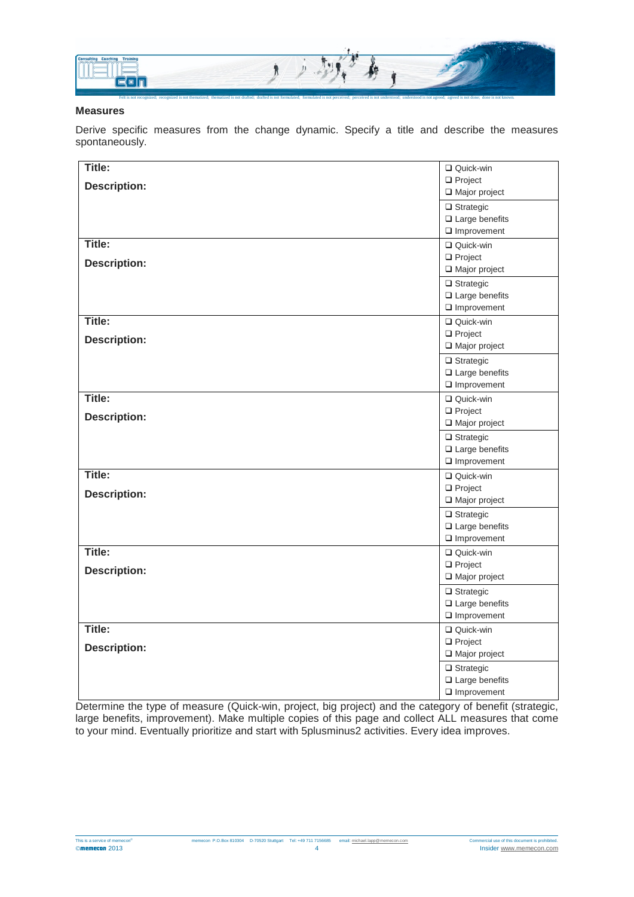**Measures**

Derive specific measures from the change dynamic. Specify a title and describe the measures spontaneously.

| | |
|---|---|
| **Title:**<br><br>**Description:** | ❑ Quick-win<br>❑ Project<br>❑ Major project<br><br>❑ Strategic<br>❑ Large benefits<br>❑ Improvement |
| **Title:**<br><br>**Description:** | ❑ Quick-win<br>❑ Project<br>❑ Major project<br><br>❑ Strategic<br>❑ Large benefits<br>❑ Improvement |
| **Title:**<br><br>**Description:** | ❑ Quick-win<br>❑ Project<br>❑ Major project<br><br>❑ Strategic<br>❑ Large benefits<br>❑ Improvement |
| **Title:**<br><br>**Description:** | ❑ Quick-win<br>❑ Project<br>❑ Major project<br><br>❑ Strategic<br>❑ Large benefits<br>❑ Improvement |
| **Title:**<br><br>**Description:** | ❑ Quick-win<br>❑ Project<br>❑ Major project<br><br>❑ Strategic<br>❑ Large benefits<br>❑ Improvement |
| **Title:**<br><br>**Description:** | ❑ Quick-win<br>❑ Project<br>❑ Major project<br><br>❑ Strategic<br>❑ Large benefits<br>❑ Improvement |
| **Title:**<br><br>**Description:** | ❑ Quick-win<br>❑ Project<br>❑ Major project<br><br>❑ Strategic<br>❑ Large benefits<br>❑ Improvement |

Determine the type of measure (Quick-win, project, big project) and the category of benefit (strategic, large benefits, improvement). Make multiple copies of this page and collect ALL measures that come to your mind. Eventually prioritize and start with 5plusminus2 activities. Every idea improves.